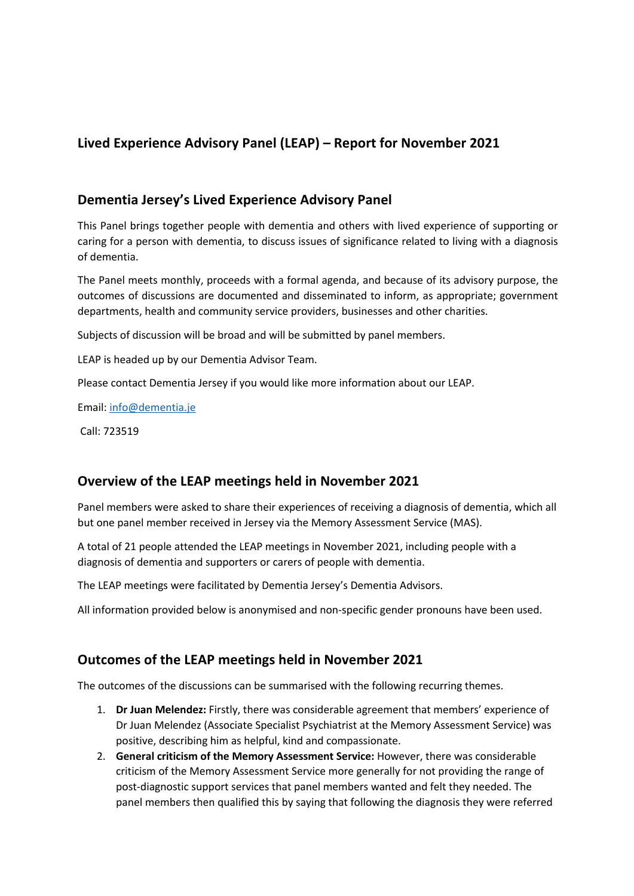# Lived Experience Advisory Panel (LEAP) – Report for November 2021

## Dementia Jersey's Lived Experience Advisory Panel

This Panel brings together people with dementia and others with lived experience of supporting or caring for a person with dementia, to discuss issues of significance related to living with a diagnosis of dementia.

The Panel meets monthly, proceeds with a formal agenda, and because of its advisory purpose, the outcomes of discussions are documented and disseminated to inform, as appropriate; government departments, health and community service providers, businesses and other charities.

Subjects of discussion will be broad and will be submitted by panel members.

LEAP is headed up by our Dementia Advisor Team.

Please contact Dementia Jersey if you would like more information about our LEAP.

Email: [info@dementia.je](mailto:info@dementia.je)

Call: 723519

## Overview of the LEAP meetings held in November 2021

Panel members were asked to share their experiences of receiving a diagnosis of dementia, which all but one panel member received in Jersey via the Memory Assessment Service (MAS).

A total of 21 people attended the LEAP meetings in November 2021, including people with a diagnosis of dementia and supporters or carers of people with dementia.

The LEAP meetings were facilitated by Dementia Jersey's Dementia Advisors.

All information provided below is anonymised and non-specific gender pronouns have been used.

## Outcomes of the LEAP meetings held in November 2021

The outcomes of the discussions can be summarised with the following recurring themes.

1. **Dr Juan Melendez:** Firstly, there was considerable agreement that members' experience of Dr Juan Melendez (Associate Specialist Psychiatrist at the Memory Assessment Service) was positive, describing him as helpful, kind and compassionate.
2. **General criticism of the Memory Assessment Service:** However, there was considerable criticism of the Memory Assessment Service more generally for not providing the range of post-diagnostic support services that panel members wanted and felt they needed. The panel members then qualified this by saying that following the diagnosis they were referred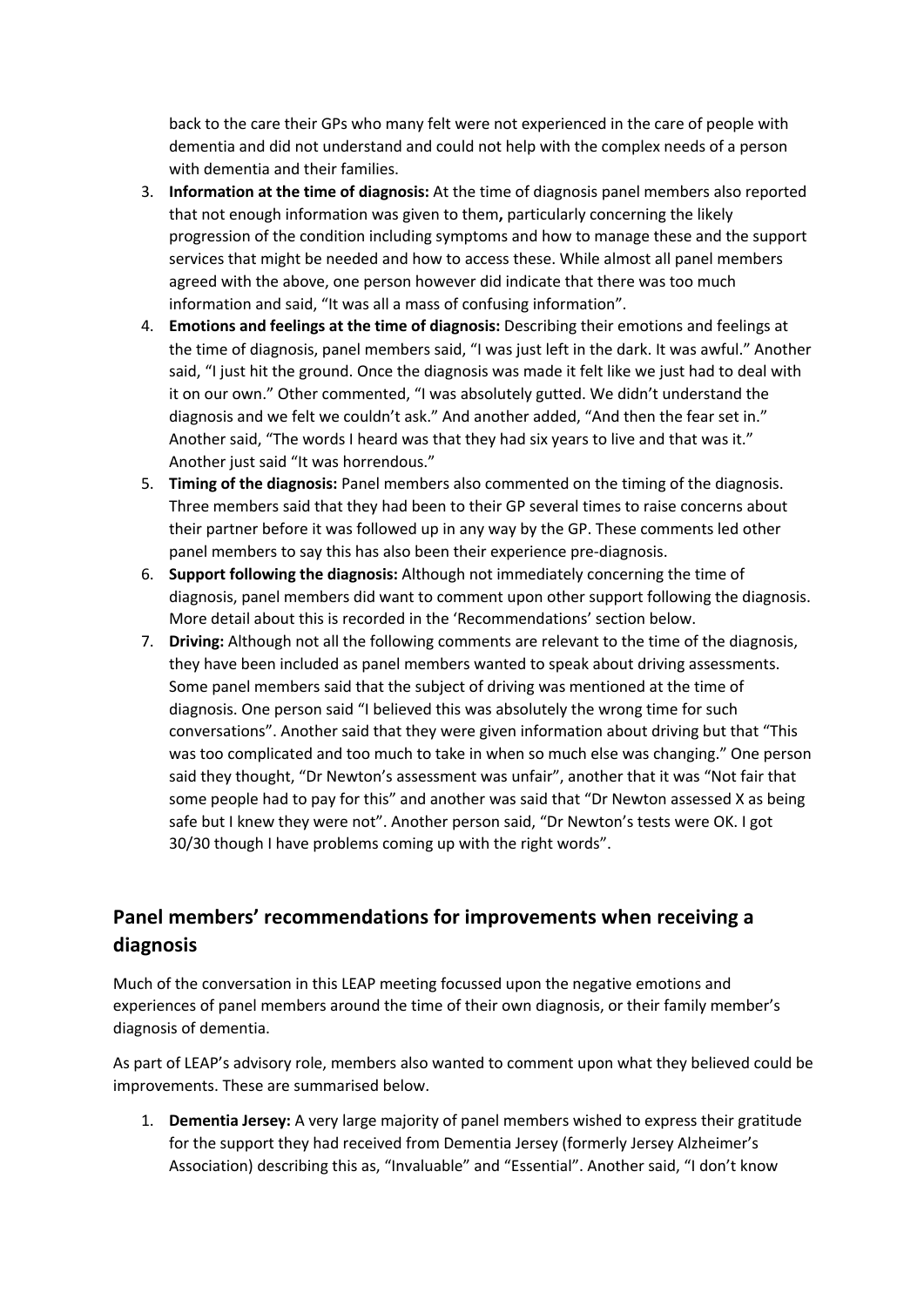back to the care their GPs who many felt were not experienced in the care of people with dementia and did not understand and could not help with the complex needs of a person with dementia and their families.

3. **Information at the time of diagnosis:** At the time of diagnosis panel members also reported that not enough information was given to them**,** particularly concerning the likely progression of the condition including symptoms and how to manage these and the support services that might be needed and how to access these. While almost all panel members agreed with the above, one person however did indicate that there was too much information and said, "It was all a mass of confusing information".
4. **Emotions and feelings at the time of diagnosis:** Describing their emotions and feelings at the time of diagnosis, panel members said, "I was just left in the dark. It was awful." Another said, "I just hit the ground. Once the diagnosis was made it felt like we just had to deal with it on our own." Other commented, "I was absolutely gutted. We didn't understand the diagnosis and we felt we couldn't ask." And another added, "And then the fear set in." Another said, "The words I heard was that they had six years to live and that was it." Another just said "It was horrendous."
5. **Timing of the diagnosis:** Panel members also commented on the timing of the diagnosis. Three members said that they had been to their GP several times to raise concerns about their partner before it was followed up in any way by the GP. These comments led other panel members to say this has also been their experience pre-diagnosis.
6. **Support following the diagnosis:** Although not immediately concerning the time of diagnosis, panel members did want to comment upon other support following the diagnosis. More detail about this is recorded in the 'Recommendations' section below.
7. **Driving:** Although not all the following comments are relevant to the time of the diagnosis, they have been included as panel members wanted to speak about driving assessments. Some panel members said that the subject of driving was mentioned at the time of diagnosis. One person said "I believed this was absolutely the wrong time for such conversations". Another said that they were given information about driving but that "This was too complicated and too much to take in when so much else was changing." One person said they thought, "Dr Newton's assessment was unfair", another that it was "Not fair that some people had to pay for this" and another was said that "Dr Newton assessed X as being safe but I knew they were not". Another person said, "Dr Newton's tests were OK. I got 30/30 though I have problems coming up with the right words".

## Panel members' recommendations for improvements when receiving a diagnosis

Much of the conversation in this LEAP meeting focussed upon the negative emotions and experiences of panel members around the time of their own diagnosis, or their family member's diagnosis of dementia.

As part of LEAP's advisory role, members also wanted to comment upon what they believed could be improvements. These are summarised below.

1. **Dementia Jersey:** A very large majority of panel members wished to express their gratitude for the support they had received from Dementia Jersey (formerly Jersey Alzheimer's Association) describing this as, "Invaluable" and "Essential". Another said, "I don't know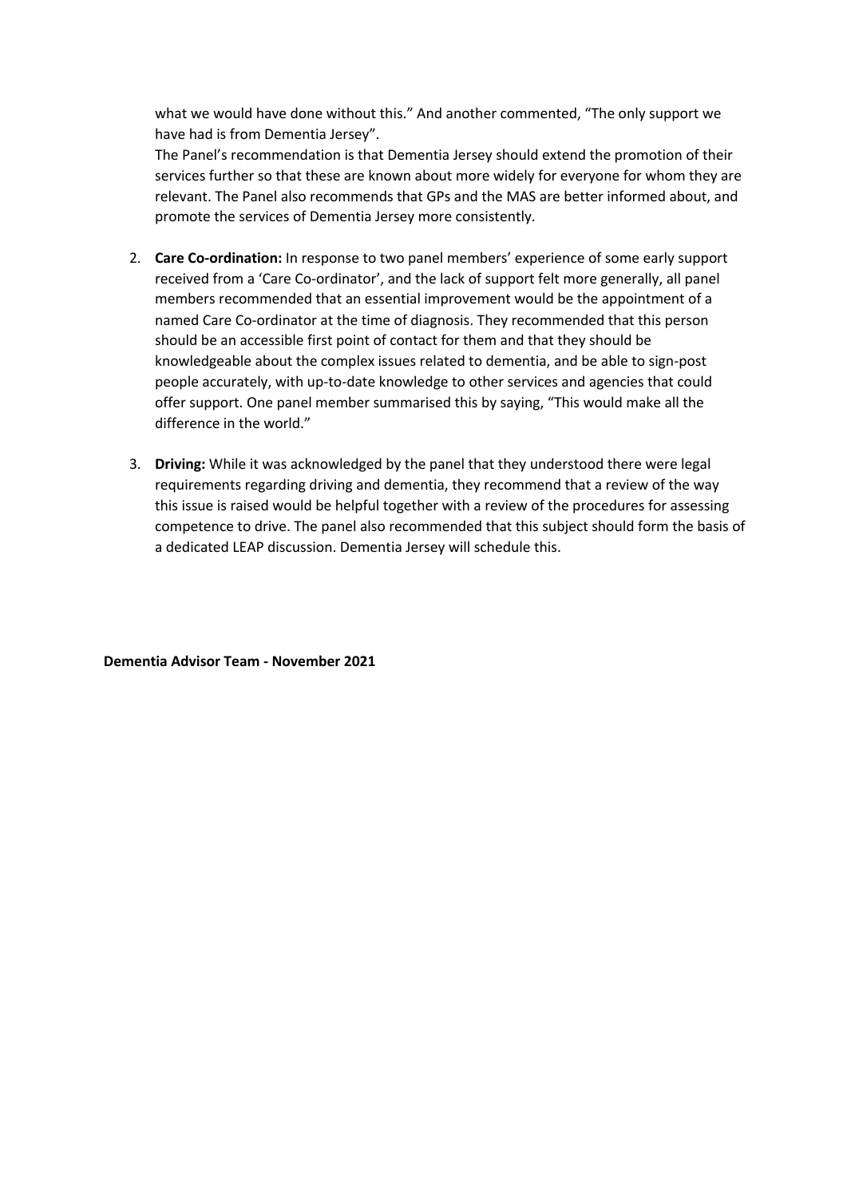what we would have done without this." And another commented, "The only support we have had is from Dementia Jersey".

The Panel's recommendation is that Dementia Jersey should extend the promotion of their services further so that these are known about more widely for everyone for whom they are relevant. The Panel also recommends that GPs and the MAS are better informed about, and promote the services of Dementia Jersey more consistently.

2. **Care Co-ordination:** In response to two panel members' experience of some early support received from a 'Care Co-ordinator', and the lack of support felt more generally, all panel members recommended that an essential improvement would be the appointment of a named Care Co-ordinator at the time of diagnosis. They recommended that this person should be an accessible first point of contact for them and that they should be knowledgeable about the complex issues related to dementia, and be able to sign-post people accurately, with up-to-date knowledge to other services and agencies that could offer support. One panel member summarised this by saying, "This would make all the difference in the world."

3. **Driving:** While it was acknowledged by the panel that they understood there were legal requirements regarding driving and dementia, they recommend that a review of the way this issue is raised would be helpful together with a review of the procedures for assessing competence to drive. The panel also recommended that this subject should form the basis of a dedicated LEAP discussion. Dementia Jersey will schedule this.

**Dementia Advisor Team - November 2021**